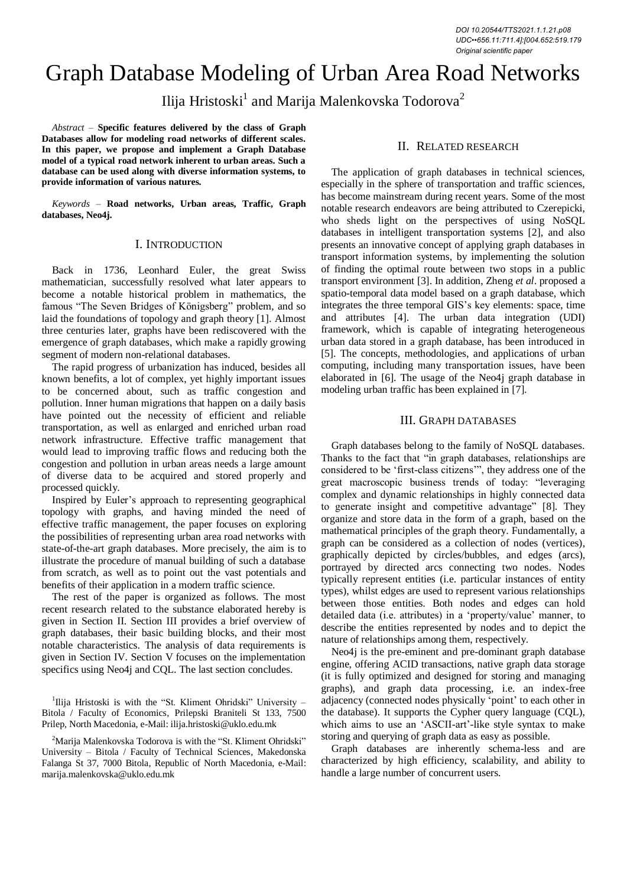*DOI 10.20544/TTS2021.1.1.21.p08*
*UDC••656.11:711.4]:[004.652:519.179*
*Original scientific paper*

# Graph Database Modeling of Urban Area Road Networks

Ilija Hristoski[1] and Marija Malenkovska Todorova[2]

*Abstract* – **Specific features delivered by the class of Graph Databases allow for modeling road networks of different scales. In this paper, we propose and implement a Graph Database model of a typical road network inherent to urban areas. Such a database can be used along with diverse information systems, to provide information of various natures.**

*Keywords* – **Road networks, Urban areas, Traffic, Graph databases, Neo4j.**

## I. Introduction

Back in 1736, Leonhard Euler, the great Swiss mathematician, successfully resolved what later appears to become a notable historical problem in mathematics, the famous "The Seven Bridges of Königsberg" problem, and so laid the foundations of topology and graph theory [1]. Almost three centuries later, graphs have been rediscovered with the emergence of graph databases, which make a rapidly growing segment of modern non-relational databases.

The rapid progress of urbanization has induced, besides all known benefits, a lot of complex, yet highly important issues to be concerned about, such as traffic congestion and pollution. Inner human migrations that happen on a daily basis have pointed out the necessity of efficient and reliable transportation, as well as enlarged and enriched urban road network infrastructure. Effective traffic management that would lead to improving traffic flows and reducing both the congestion and pollution in urban areas needs a large amount of diverse data to be acquired and stored properly and processed quickly.

Inspired by Euler's approach to representing geographical topology with graphs, and having minded the need of effective traffic management, the paper focuses on exploring the possibilities of representing urban area road networks with state-of-the-art graph databases. More precisely, the aim is to illustrate the procedure of manual building of such a database from scratch, as well as to point out the vast potentials and benefits of their application in a modern traffic science.

The rest of the paper is organized as follows. The most recent research related to the substance elaborated hereby is given in Section II. Section III provides a brief overview of graph databases, their basic building blocks, and their most notable characteristics. The analysis of data requirements is given in Section IV. Section V focuses on the implementation specifics using Neo4j and CQL. The last section concludes.

[1]Ilija Hristoski is with the "St. Kliment Ohridski" University – Bitola / Faculty of Economics, Prilepski Braniteli St 133, 7500 Prilep, North Macedonia, e-Mail: ilija.hristoski@uklo.edu.mk

[2]Marija Malenkovska Todorova is with the "St. Kliment Ohridski" University – Bitola / Faculty of Technical Sciences, Makedonska Falanga St 37, 7000 Bitola, Republic of North Macedonia, e-Mail: marija.malenkovska@uklo.edu.mk

## II. Related Research

The application of graph databases in technical sciences, especially in the sphere of transportation and traffic sciences, has become mainstream during recent years. Some of the most notable research endeavors are being attributed to Czerepicki, who sheds light on the perspectives of using NoSQL databases in intelligent transportation systems [2], and also presents an innovative concept of applying graph databases in transport information systems, by implementing the solution of finding the optimal route between two stops in a public transport environment [3]. In addition, Zheng *et al*. proposed a spatio-temporal data model based on a graph database, which integrates the three temporal GIS's key elements: space, time and attributes [4]. The urban data integration (UDI) framework, which is capable of integrating heterogeneous urban data stored in a graph database, has been introduced in [5]. The concepts, methodologies, and applications of urban computing, including many transportation issues, have been elaborated in [6]. The usage of the Neo4j graph database in modeling urban traffic has been explained in [7].

## III. Graph Databases

Graph databases belong to the family of NoSQL databases. Thanks to the fact that "in graph databases, relationships are considered to be 'first-class citizens'", they address one of the great macroscopic business trends of today: "leveraging complex and dynamic relationships in highly connected data to generate insight and competitive advantage" [8]. They organize and store data in the form of a graph, based on the mathematical principles of the graph theory. Fundamentally, a graph can be considered as a collection of nodes (vertices), graphically depicted by circles/bubbles, and edges (arcs), portrayed by directed arcs connecting two nodes. Nodes typically represent entities (i.e. particular instances of entity types), whilst edges are used to represent various relationships between those entities. Both nodes and edges can hold detailed data (i.e. attributes) in a 'property/value' manner, to describe the entities represented by nodes and to depict the nature of relationships among them, respectively.

Neo4j is the pre-eminent and pre-dominant graph database engine, offering ACID transactions, native graph data storage (it is fully optimized and designed for storing and managing graphs), and graph data processing, i.e. an index-free adjacency (connected nodes physically 'point' to each other in the database). It supports the Cypher query language (CQL), which aims to use an 'ASCII-art'-like style syntax to make storing and querying of graph data as easy as possible.

Graph databases are inherently schema-less and are characterized by high efficiency, scalability, and ability to handle a large number of concurrent users.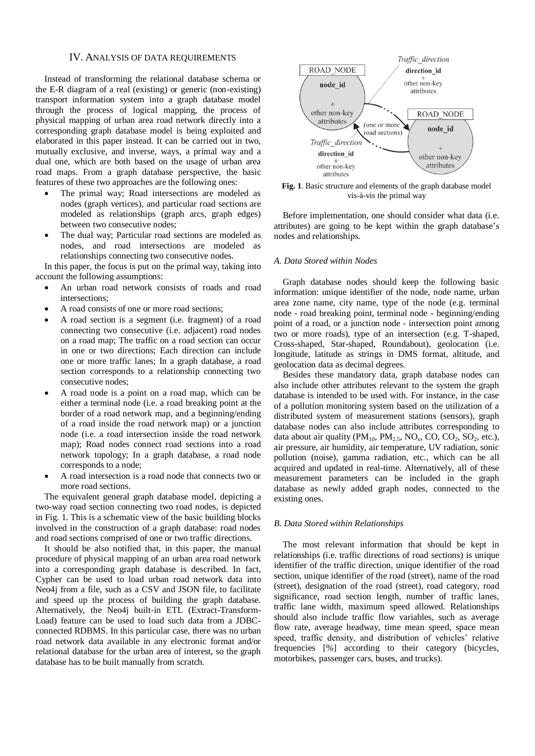## IV. Analysis of Data Requirements

Instead of transforming the relational database schema or the E-R diagram of a real (existing) or generic (non-existing) transport information system into a graph database model through the process of logical mapping, the process of physical mapping of urban area road network directly into a corresponding graph database model is being exploited and elaborated in this paper instead. It can be carried out in two, mutually exclusive, and inverse, ways, a primal way and a dual one, which are both based on the usage of urban area road maps. From a graph database perspective, the basic features of these two approaches are the following ones:

- The primal way; Road intersections are modeled as nodes (graph vertices), and particular road sections are modeled as relationships (graph arcs, graph edges) between two consecutive nodes;
- The dual way; Particular road sections are modeled as nodes, and road intersections are modeled as relationships connecting two consecutive nodes.

In this paper, the focus is put on the primal way, taking into account the following assumptions:

- An urban road network consists of roads and road intersections;
- A road consists of one or more road sections;
- A road section is a segment (i.e. fragment) of a road connecting two consecutive (i.e. adjacent) road nodes on a road map; The traffic on a road section can occur in one or two directions; Each direction can include one or more traffic lanes; In a graph database, a road section corresponds to a relationship connecting two consecutive nodes;
- A road node is a point on a road map, which can be either a terminal node (i.e. a road breaking point at the border of a road network map, and a beginning/ending of a road inside the road network map) or a junction node (i.e. a road intersection inside the road network map); Road nodes connect road sections into a road network topology; In a graph database, a road node corresponds to a node;
- A road intersection is a road node that connects two or more road sections.

The equivalent general graph database model, depicting a two-way road section connecting two road nodes, is depicted in Fig. 1. This is a schematic view of the basic building blocks involved in the construction of a graph database: road nodes and road sections comprised of one or two traffic directions.

It should be also notified that, in this paper, the manual procedure of physical mapping of an urban area road network into a corresponding graph database is described. In fact, Cypher can be used to load urban road network data into Neo4j from a file, such as a CSV and JSON file, to facilitate and speed up the process of building the graph database. Alternatively, the Neo4j built-in ETL (Extract-Transform-Load) feature can be used to load such data from a JDBC-connected RDBMS. In this particular case, there was no urban road network data available in any electronic format and/or relational database for the urban area of interest, so the graph database has to be built manually from scratch.

ROAD_NODE
node_id
+
other non-key attributes

*Traffic_direction*
direction_id
+
other non-key attributes

(one or more road sections)

ROAD_NODE
node_id
+
other non-key attributes

*Traffic_direction*
direction_id
+
other non-key attributes

**Fig. 1**. Basic structure and elements of the graph database model vis-à-vis the primal way

Before implementation, one should consider what data (i.e. attributes) are going to be kept within the graph database's nodes and relationships.

### *A. Data Stored within Nodes*

Graph database nodes should keep the following basic information: unique identifier of the node, node name, urban area zone name, city name, type of the node (e.g. terminal node - road breaking point, terminal node - beginning/ending point of a road, or a junction node - intersection point among two or more roads), type of an intersection (e.g. T-shaped, Cross-shaped, Star-shaped, Roundabout), geolocation (i.e. longitude, latitude as strings in DMS format, altitude, and geolocation data as decimal degrees.

Besides these mandatory data, graph database nodes can also include other attributes relevant to the system the graph database is intended to be used with. For instance, in the case of a pollution monitoring system based on the utilization of a distributed system of measurement stations (sensors), graph database nodes can also include attributes corresponding to data about air quality ($PM_{10}$, $PM_{2.5}$, $NO_x$, $CO$, $CO_2$, $SO_2$, etc.), air pressure, air humidity, air temperature, UV radiation, sonic pollution (noise), gamma radiation, etc., which can be all acquired and updated in real-time. Alternatively, all of these measurement parameters can be included in the graph database as newly added graph nodes, connected to the existing ones.

### *B. Data Stored within Relationships*

The most relevant information that should be kept in relationships (i.e. traffic directions of road sections) is unique identifier of the traffic direction, unique identifier of the road section, unique identifier of the road (street), name of the road (street), designation of the road (street), road category, road significance, road section length, number of traffic lanes, traffic lane width, maximum speed allowed. Relationships should also include traffic flow variables, such as average flow rate, average headway, time mean speed, space mean speed, traffic density, and distribution of vehicles' relative frequencies [%] according to their category (bicycles, motorbikes, passenger cars, buses, and trucks).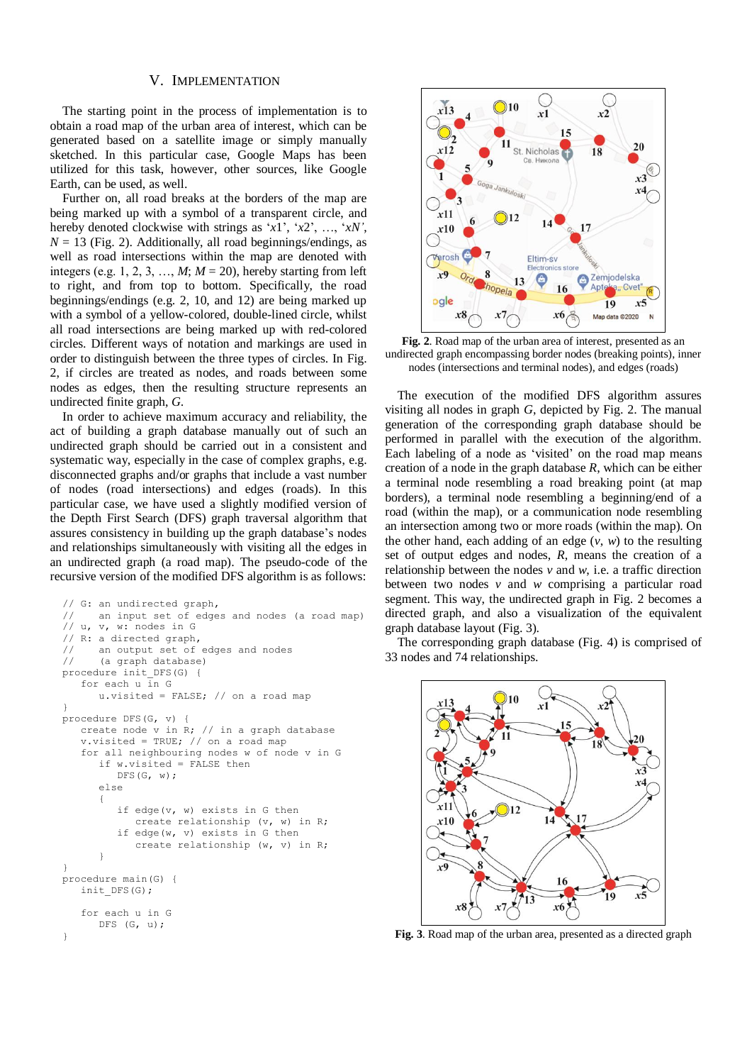## V. Implementation

The starting point in the process of implementation is to obtain a road map of the urban area of interest, which can be generated based on a satellite image or simply manually sketched. In this particular case, Google Maps has been utilized for this task, however, other sources, like Google Earth, can be used, as well.

Further on, all road breaks at the borders of the map are being marked up with a symbol of a transparent circle, and hereby denoted clockwise with strings as '*x*1', '*x*2', …, '*xN*', $N = 13$ (Fig. 2). Additionally, all road beginnings/endings, as well as road intersections within the map are denoted with integers (e.g. 1, 2, 3, …, $M$; $M = 20$), hereby starting from left to right, and from top to bottom. Specifically, the road beginnings/endings (e.g. 2, 10, and 12) are being marked up with a symbol of a yellow-colored, double-lined circle, whilst all road intersections are being marked up with red-colored circles. Different ways of notation and markings are used in order to distinguish between the three types of circles. In Fig. 2, if circles are treated as nodes, and roads between some nodes as edges, then the resulting structure represents an undirected finite graph, *G*.

In order to achieve maximum accuracy and reliability, the act of building a graph database manually out of such an undirected graph should be carried out in a consistent and systematic way, especially in the case of complex graphs, e.g. disconnected graphs and/or graphs that include a vast number of nodes (road intersections) and edges (roads). In this particular case, we have used a slightly modified version of the Depth First Search (DFS) graph traversal algorithm that assures consistency in building up the graph database's nodes and relationships simultaneously with visiting all the edges in an undirected graph (a road map). The pseudo-code of the recursive version of the modified DFS algorithm is as follows:

```
// G: an undirected graph,
//    an input set of edges and nodes (a road map)
// u, v, w: nodes in G
// R: a directed graph,
//    an output set of edges and nodes
//    (a graph database)
procedure init_DFS(G) {
   for each u in G
      u.visited = FALSE; // on a road map
}
procedure DFS(G, v) {
   create node v in R; // in a graph database
   v.visited = TRUE; // on a road map
   for all neighbouring nodes w of node v in G
      if w.visited = FALSE then
         DFS(G, w);
      else
      {
         if edge(v, w) exists in G then
            create relationship (v, w) in R;
         if edge(w, v) exists in G then
            create relationship (w, v) in R;
      }
}
procedure main(G) {
   init_DFS(G);

   for each u in G
      DFS (G, u);
}
```

**Fig. 2**. Road map of the urban area of interest, presented as an undirected graph encompassing border nodes (breaking points), inner nodes (intersections and terminal nodes), and edges (roads)

The execution of the modified DFS algorithm assures visiting all nodes in graph *G*, depicted by Fig. 2. The manual generation of the corresponding graph database should be performed in parallel with the execution of the algorithm. Each labeling of a node as 'visited' on the road map means creation of a node in the graph database *R*, which can be either a terminal node resembling a road breaking point (at map borders), a terminal node resembling a beginning/end of a road (within the map), or a communication node resembling an intersection among two or more roads (within the map). On the other hand, each adding of an edge ($v$, $w$) to the resulting set of output edges and nodes, *R*, means the creation of a relationship between the nodes $v$ and $w$, i.e. a traffic direction between two nodes $v$ and $w$ comprising a particular road segment. This way, the undirected graph in Fig. 2 becomes a directed graph, and also a visualization of the equivalent graph database layout (Fig. 3).

The corresponding graph database (Fig. 4) is comprised of 33 nodes and 74 relationships.

**Fig. 3**. Road map of the urban area, presented as a directed graph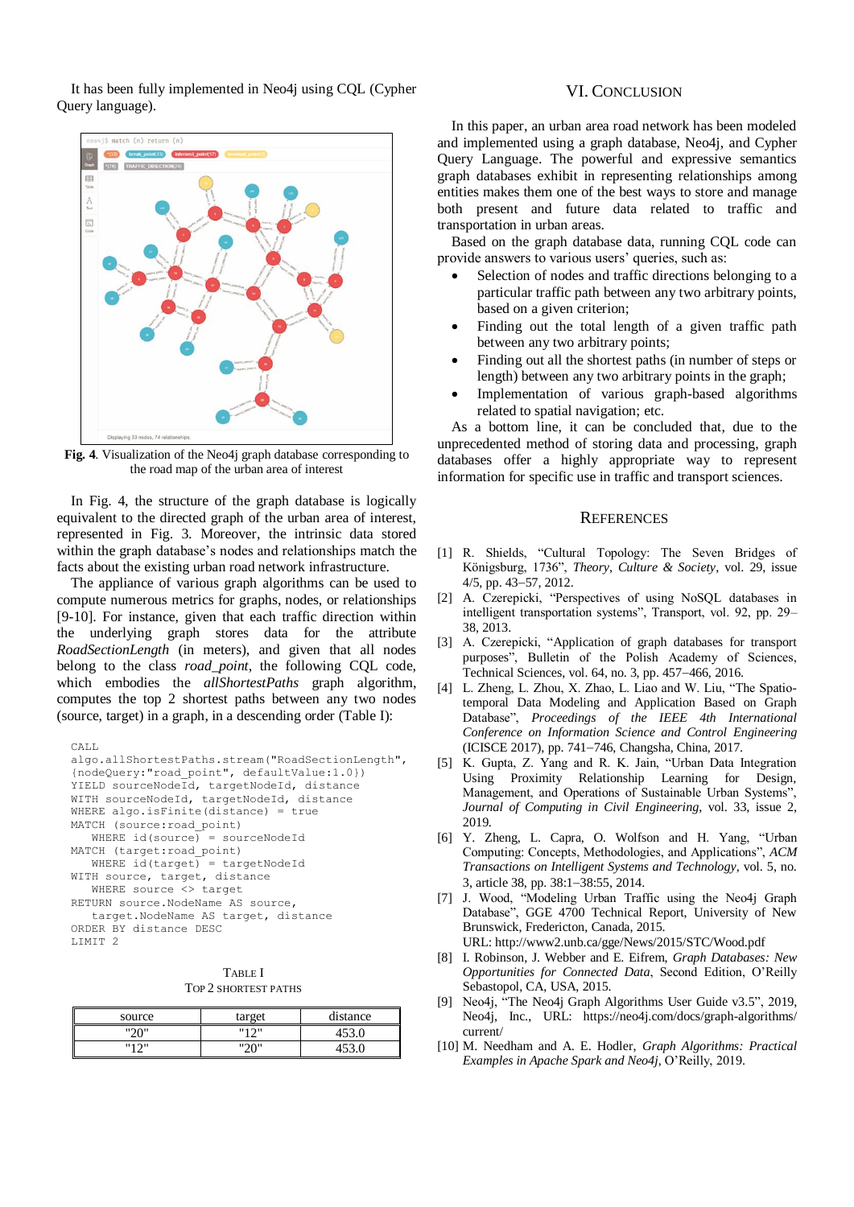It has been fully implemented in Neo4j using CQL (Cypher Query language).

**Fig. 4**. Visualization of the Neo4j graph database corresponding to the road map of the urban area of interest

In Fig. 4, the structure of the graph database is logically equivalent to the directed graph of the urban area of interest, represented in Fig. 3. Moreover, the intrinsic data stored within the graph database's nodes and relationships match the facts about the existing urban road network infrastructure.

The appliance of various graph algorithms can be used to compute numerous metrics for graphs, nodes, or relationships [9-10]. For instance, given that each traffic direction within the underlying graph stores data for the attribute *RoadSectionLength* (in meters), and given that all nodes belong to the class *road_point*, the following CQL code, which embodies the *allShortestPaths* graph algorithm, computes the top 2 shortest paths between any two nodes (source, target) in a graph, in a descending order (Table I):

```
CALL
algo.allShortestPaths.stream("RoadSectionLength",
{nodeQuery:"road_point", defaultValue:1.0})
YIELD sourceNodeId, targetNodeId, distance
WITH sourceNodeId, targetNodeId, distance
WHERE algo.isFinite(distance) = true
MATCH (source:road_point)
   WHERE id(source) = sourceNodeId
MATCH (target:road_point)
   WHERE id(target) = targetNodeId
WITH source, target, distance
   WHERE source <> target
RETURN source.NodeName AS source,
   target.NodeName AS target, distance
ORDER BY distance DESC
LIMIT 2
```

TABLE I
TOP 2 SHORTEST PATHS

| source | target | distance |
|---|---|---|
| "20" | "12" | 453.0 |
| "12" | "20" | 453.0 |

## VI. CONCLUSION

In this paper, an urban area road network has been modeled and implemented using a graph database, Neo4j, and Cypher Query Language. The powerful and expressive semantics graph databases exhibit in representing relationships among entities makes them one of the best ways to store and manage both present and future data related to traffic and transportation in urban areas.

Based on the graph database data, running CQL code can provide answers to various users' queries, such as:

- Selection of nodes and traffic directions belonging to a particular traffic path between any two arbitrary points, based on a given criterion;
- Finding out the total length of a given traffic path between any two arbitrary points;
- Finding out all the shortest paths (in number of steps or length) between any two arbitrary points in the graph;
- Implementation of various graph-based algorithms related to spatial navigation; etc.

As a bottom line, it can be concluded that, due to the unprecedented method of storing data and processing, graph databases offer a highly appropriate way to represent information for specific use in traffic and transport sciences.

## REFERENCES

[1] R. Shields, "Cultural Topology: The Seven Bridges of Königsburg, 1736", *Theory, Culture & Society*, vol. 29, issue 4/5, pp. 43–57, 2012.

[2] A. Czerepicki, "Perspectives of using NoSQL databases in intelligent transportation systems", Transport, vol. 92, pp. 29–38, 2013.

[3] A. Czerepicki, "Application of graph databases for transport purposes", Bulletin of the Polish Academy of Sciences, Technical Sciences, vol. 64, no. 3, pp. 457–466, 2016.

[4] L. Zheng, L. Zhou, X. Zhao, L. Liao and W. Liu, "The Spatio-temporal Data Modeling and Application Based on Graph Database", *Proceedings of the IEEE 4th International Conference on Information Science and Control Engineering* (ICISCE 2017), pp. 741–746, Changsha, China, 2017.

[5] K. Gupta, Z. Yang and R. K. Jain, "Urban Data Integration Using Proximity Relationship Learning for Design, Management, and Operations of Sustainable Urban Systems", *Journal of Computing in Civil Engineering*, vol. 33, issue 2, 2019.

[6] Y. Zheng, L. Capra, O. Wolfson and H. Yang, "Urban Computing: Concepts, Methodologies, and Applications", *ACM Transactions on Intelligent Systems and Technology*, vol. 5, no. 3, article 38, pp. 38:1–38:55, 2014.

[7] J. Wood, "Modeling Urban Traffic using the Neo4j Graph Database", GGE 4700 Technical Report, University of New Brunswick, Fredericton, Canada, 2015. URL: http://www2.unb.ca/gge/News/2015/STC/Wood.pdf

[8] I. Robinson, J. Webber and E. Eifrem, *Graph Databases: New Opportunities for Connected Data*, Second Edition, O'Reilly Sebastopol, CA, USA, 2015.

[9] Neo4j, "The Neo4j Graph Algorithms User Guide v3.5", 2019, Neo4j, Inc., URL: https://neo4j.com/docs/graph-algorithms/current/

[10] M. Needham and A. E. Hodler, *Graph Algorithms: Practical Examples in Apache Spark and Neo4j*, O'Reilly, 2019.